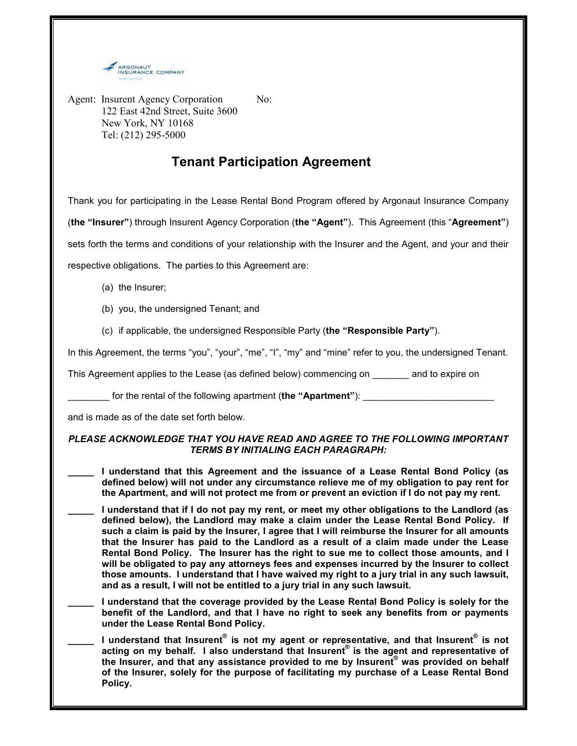ARGONAUT INSURANCE COMPANY

Agent: Insurent Agency Corporation
122 East 42nd Street, Suite 3600
New York, NY 10168
Tel: (212) 295-5000

No:

# Tenant Participation Agreement

Thank you for participating in the Lease Rental Bond Program offered by Argonaut Insurance Company (**the "Insurer"**) through Insurent Agency Corporation (**the "Agent"**). This Agreement (this "**Agreement"**) sets forth the terms and conditions of your relationship with the Insurer and the Agent, and your and their respective obligations. The parties to this Agreement are:

(a) the Insurer;

(b) you, the undersigned Tenant; and

(c) if applicable, the undersigned Responsible Party (**the "Responsible Party"**).

In this Agreement, the terms "you", "your", "me", "I", "my" and "mine" refer to you, the undersigned Tenant.

This Agreement applies to the Lease (as defined below) commencing on _______ and to expire on ________ for the rental of the following apartment (**the "Apartment"**): _________________________

and is made as of the date set forth below.

***PLEASE ACKNOWLEDGE THAT YOU HAVE READ AND AGREE TO THE FOLLOWING IMPORTANT TERMS BY INITIALING EACH PARAGRAPH:***

_____ **I understand that this Agreement and the issuance of a Lease Rental Bond Policy (as defined below) will not under any circumstance relieve me of my obligation to pay rent for the Apartment, and will not protect me from or prevent an eviction if I do not pay my rent.**

_____ **I understand that if I do not pay my rent, or meet my other obligations to the Landlord (as defined below), the Landlord may make a claim under the Lease Rental Bond Policy. If such a claim is paid by the Insurer, I agree that I will reimburse the Insurer for all amounts that the Insurer has paid to the Landlord as a result of a claim made under the Lease Rental Bond Policy. The Insurer has the right to sue me to collect those amounts, and I will be obligated to pay any attorneys fees and expenses incurred by the Insurer to collect those amounts. I understand that I have waived my right to a jury trial in any such lawsuit, and as a result, I will not be entitled to a jury trial in any such lawsuit.**

_____ **I understand that the coverage provided by the Lease Rental Bond Policy is solely for the benefit of the Landlord, and that I have no right to seek any benefits from or payments under the Lease Rental Bond Policy.**

_____ **I understand that Insurent® is not my agent or representative, and that Insurent® is not acting on my behalf. I also understand that Insurent® is the agent and representative of the Insurer, and that any assistance provided to me by Insurent® was provided on behalf of the Insurer, solely for the purpose of facilitating my purchase of a Lease Rental Bond Policy.**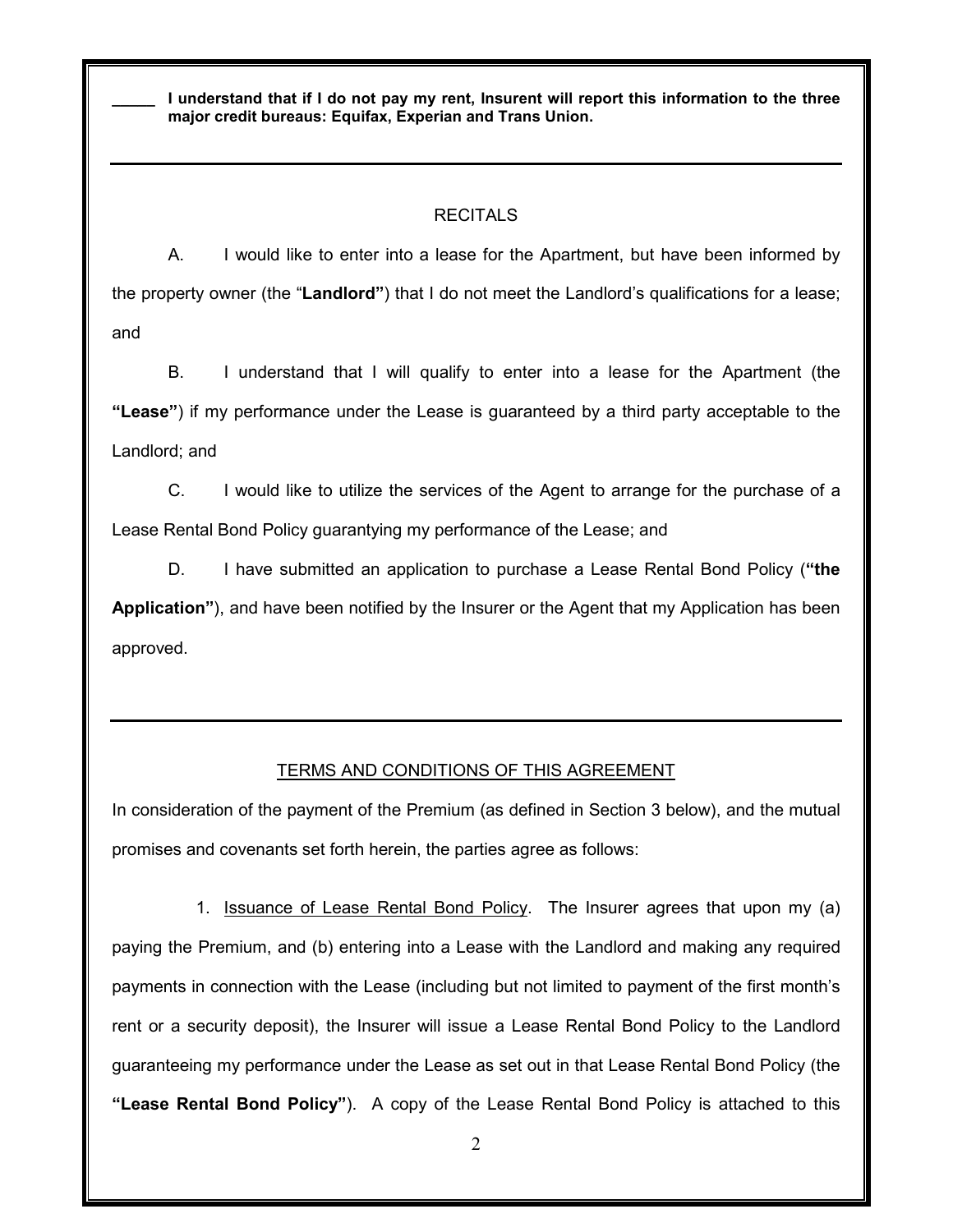_____ **I understand that if I do not pay my rent, Insurent will report this information to the three major credit bureaus: Equifax, Experian and Trans Union.**

---

## RECITALS

A. I would like to enter into a lease for the Apartment, but have been informed by the property owner (the "**Landlord"**) that I do not meet the Landlord's qualifications for a lease; and

B. I understand that I will qualify to enter into a lease for the Apartment (the **"Lease"**) if my performance under the Lease is guaranteed by a third party acceptable to the Landlord; and

C. I would like to utilize the services of the Agent to arrange for the purchase of a Lease Rental Bond Policy guarantying my performance of the Lease; and

D. I have submitted an application to purchase a Lease Rental Bond Policy (**"the Application"**), and have been notified by the Insurer or the Agent that my Application has been approved.

---

## TERMS AND CONDITIONS OF THIS AGREEMENT

In consideration of the payment of the Premium (as defined in Section 3 below), and the mutual promises and covenants set forth herein, the parties agree as follows:

1. Issuance of Lease Rental Bond Policy. The Insurer agrees that upon my (a) paying the Premium, and (b) entering into a Lease with the Landlord and making any required payments in connection with the Lease (including but not limited to payment of the first month's rent or a security deposit), the Insurer will issue a Lease Rental Bond Policy to the Landlord guaranteeing my performance under the Lease as set out in that Lease Rental Bond Policy (the **"Lease Rental Bond Policy"**). A copy of the Lease Rental Bond Policy is attached to this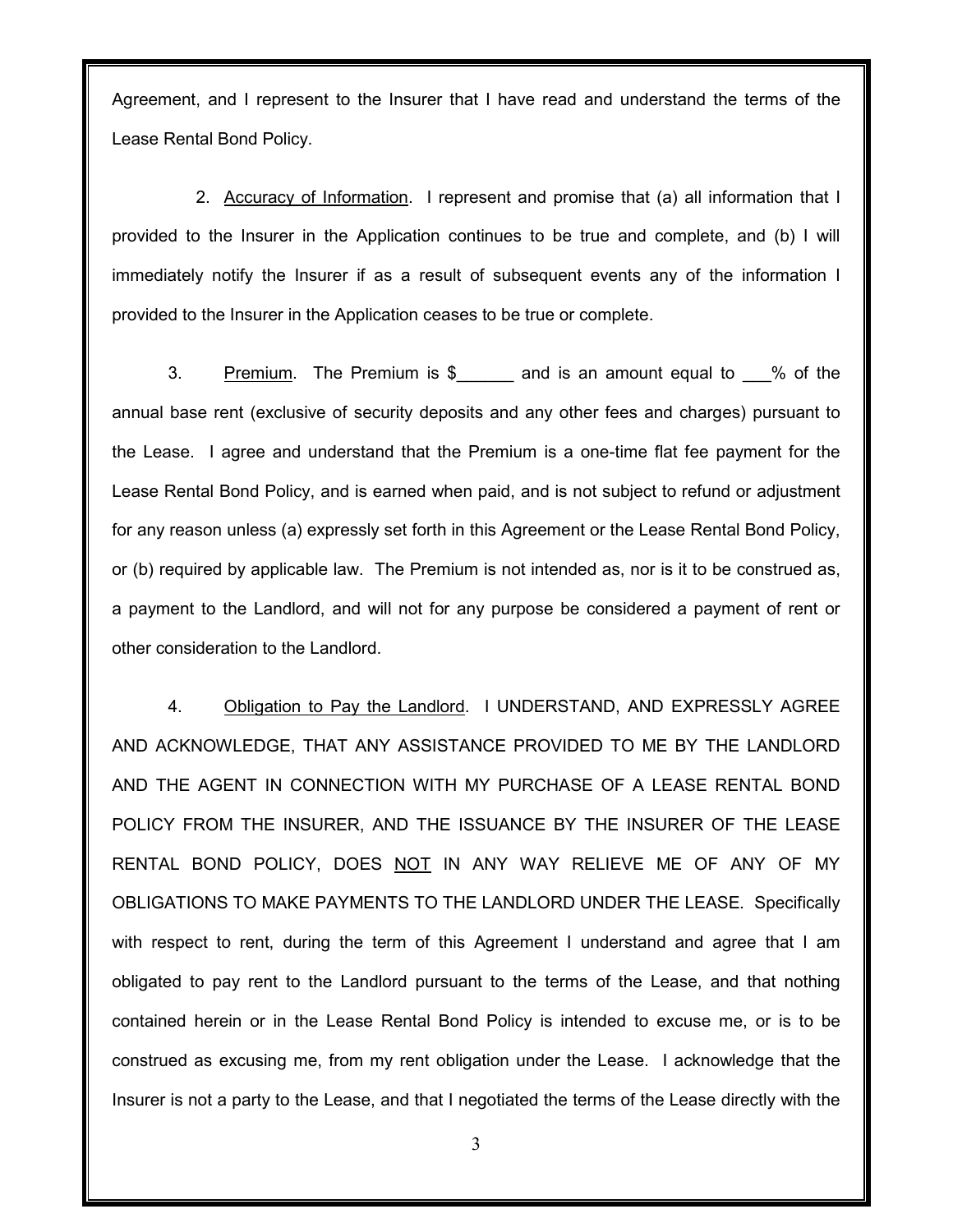Agreement, and I represent to the Insurer that I have read and understand the terms of the Lease Rental Bond Policy.

2. Accuracy of Information. I represent and promise that (a) all information that I provided to the Insurer in the Application continues to be true and complete, and (b) I will immediately notify the Insurer if as a result of subsequent events any of the information I provided to the Insurer in the Application ceases to be true or complete.

3. Premium. The Premium is $______ and is an amount equal to ___% of the annual base rent (exclusive of security deposits and any other fees and charges) pursuant to the Lease. I agree and understand that the Premium is a one-time flat fee payment for the Lease Rental Bond Policy, and is earned when paid, and is not subject to refund or adjustment for any reason unless (a) expressly set forth in this Agreement or the Lease Rental Bond Policy, or (b) required by applicable law. The Premium is not intended as, nor is it to be construed as, a payment to the Landlord, and will not for any purpose be considered a payment of rent or other consideration to the Landlord.

4. Obligation to Pay the Landlord. I UNDERSTAND, AND EXPRESSLY AGREE AND ACKNOWLEDGE, THAT ANY ASSISTANCE PROVIDED TO ME BY THE LANDLORD AND THE AGENT IN CONNECTION WITH MY PURCHASE OF A LEASE RENTAL BOND POLICY FROM THE INSURER, AND THE ISSUANCE BY THE INSURER OF THE LEASE RENTAL BOND POLICY, DOES NOT IN ANY WAY RELIEVE ME OF ANY OF MY OBLIGATIONS TO MAKE PAYMENTS TO THE LANDLORD UNDER THE LEASE. Specifically with respect to rent, during the term of this Agreement I understand and agree that I am obligated to pay rent to the Landlord pursuant to the terms of the Lease, and that nothing contained herein or in the Lease Rental Bond Policy is intended to excuse me, or is to be construed as excusing me, from my rent obligation under the Lease. I acknowledge that the Insurer is not a party to the Lease, and that I negotiated the terms of the Lease directly with the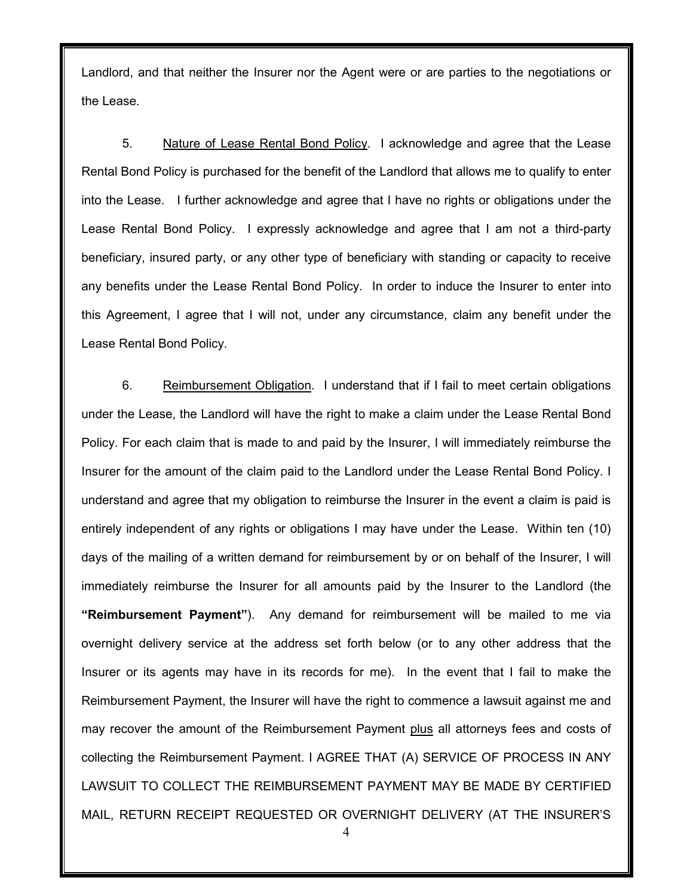Landlord, and that neither the Insurer nor the Agent were or are parties to the negotiations or the Lease.

5. <u>Nature of Lease Rental Bond Policy</u>. I acknowledge and agree that the Lease Rental Bond Policy is purchased for the benefit of the Landlord that allows me to qualify to enter into the Lease. I further acknowledge and agree that I have no rights or obligations under the Lease Rental Bond Policy. I expressly acknowledge and agree that I am not a third-party beneficiary, insured party, or any other type of beneficiary with standing or capacity to receive any benefits under the Lease Rental Bond Policy. In order to induce the Insurer to enter into this Agreement, I agree that I will not, under any circumstance, claim any benefit under the Lease Rental Bond Policy.

6. <u>Reimbursement Obligation</u>. I understand that if I fail to meet certain obligations under the Lease, the Landlord will have the right to make a claim under the Lease Rental Bond Policy. For each claim that is made to and paid by the Insurer, I will immediately reimburse the Insurer for the amount of the claim paid to the Landlord under the Lease Rental Bond Policy. I understand and agree that my obligation to reimburse the Insurer in the event a claim is paid is entirely independent of any rights or obligations I may have under the Lease. Within ten (10) days of the mailing of a written demand for reimbursement by or on behalf of the Insurer, I will immediately reimburse the Insurer for all amounts paid by the Insurer to the Landlord (the **"Reimbursement Payment"**). Any demand for reimbursement will be mailed to me via overnight delivery service at the address set forth below (or to any other address that the Insurer or its agents may have in its records for me). In the event that I fail to make the Reimbursement Payment, the Insurer will have the right to commence a lawsuit against me and may recover the amount of the Reimbursement Payment <u>plus</u> all attorneys fees and costs of collecting the Reimbursement Payment. I AGREE THAT (A) SERVICE OF PROCESS IN ANY LAWSUIT TO COLLECT THE REIMBURSEMENT PAYMENT MAY BE MADE BY CERTIFIED MAIL, RETURN RECEIPT REQUESTED OR OVERNIGHT DELIVERY (AT THE INSURER'S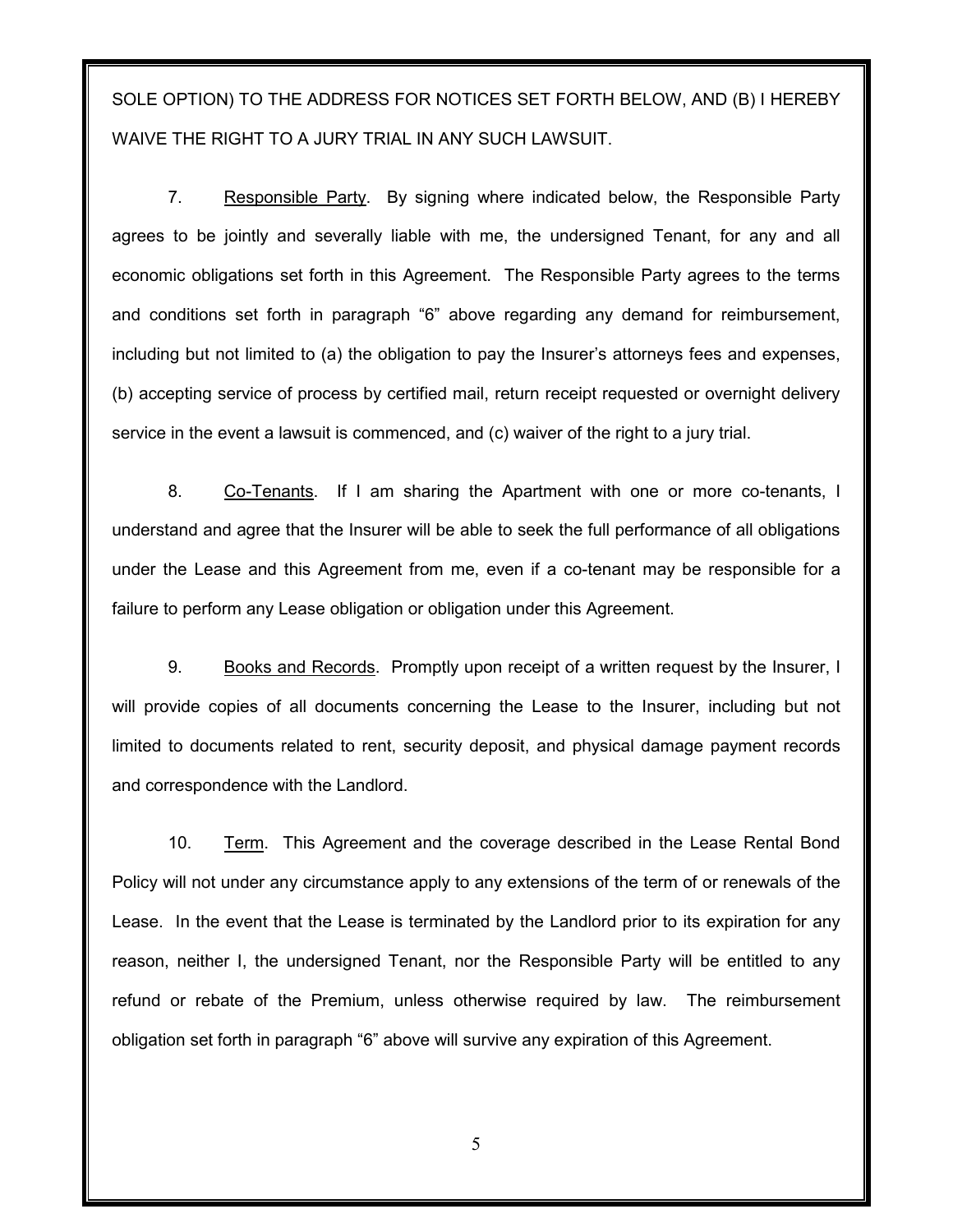SOLE OPTION) TO THE ADDRESS FOR NOTICES SET FORTH BELOW, AND (B) I HEREBY WAIVE THE RIGHT TO A JURY TRIAL IN ANY SUCH LAWSUIT.

7. Responsible Party. By signing where indicated below, the Responsible Party agrees to be jointly and severally liable with me, the undersigned Tenant, for any and all economic obligations set forth in this Agreement. The Responsible Party agrees to the terms and conditions set forth in paragraph "6" above regarding any demand for reimbursement, including but not limited to (a) the obligation to pay the Insurer's attorneys fees and expenses, (b) accepting service of process by certified mail, return receipt requested or overnight delivery service in the event a lawsuit is commenced, and (c) waiver of the right to a jury trial.

8. Co-Tenants. If I am sharing the Apartment with one or more co-tenants, I understand and agree that the Insurer will be able to seek the full performance of all obligations under the Lease and this Agreement from me, even if a co-tenant may be responsible for a failure to perform any Lease obligation or obligation under this Agreement.

9. Books and Records. Promptly upon receipt of a written request by the Insurer, I will provide copies of all documents concerning the Lease to the Insurer, including but not limited to documents related to rent, security deposit, and physical damage payment records and correspondence with the Landlord.

10. Term. This Agreement and the coverage described in the Lease Rental Bond Policy will not under any circumstance apply to any extensions of the term of or renewals of the Lease. In the event that the Lease is terminated by the Landlord prior to its expiration for any reason, neither I, the undersigned Tenant, nor the Responsible Party will be entitled to any refund or rebate of the Premium, unless otherwise required by law. The reimbursement obligation set forth in paragraph "6" above will survive any expiration of this Agreement.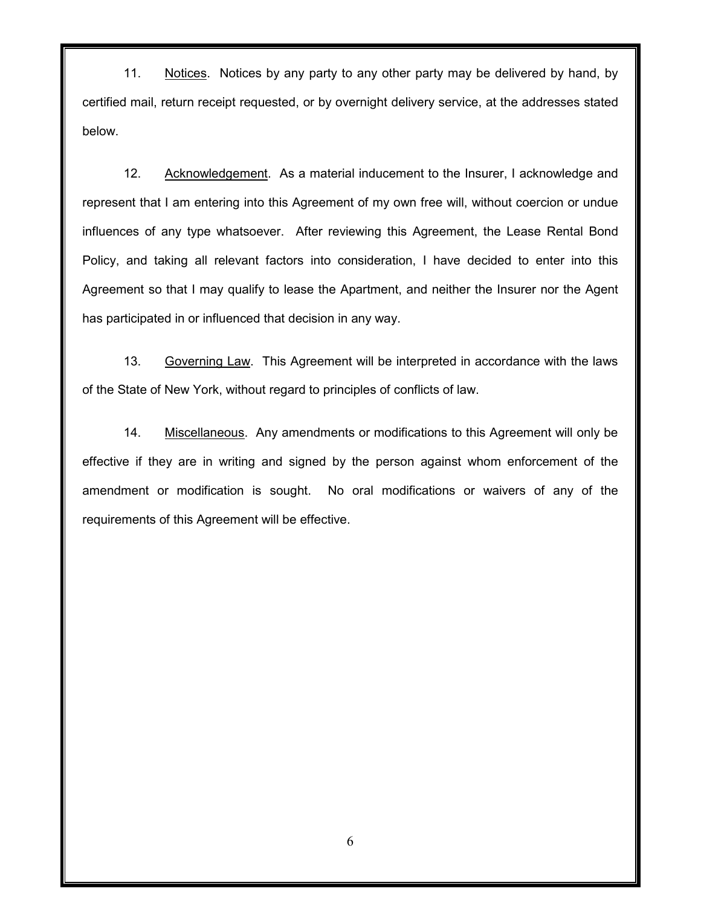11. Notices. Notices by any party to any other party may be delivered by hand, by certified mail, return receipt requested, or by overnight delivery service, at the addresses stated below.

12. Acknowledgement. As a material inducement to the Insurer, I acknowledge and represent that I am entering into this Agreement of my own free will, without coercion or undue influences of any type whatsoever. After reviewing this Agreement, the Lease Rental Bond Policy, and taking all relevant factors into consideration, I have decided to enter into this Agreement so that I may qualify to lease the Apartment, and neither the Insurer nor the Agent has participated in or influenced that decision in any way.

13. Governing Law. This Agreement will be interpreted in accordance with the laws of the State of New York, without regard to principles of conflicts of law.

14. Miscellaneous. Any amendments or modifications to this Agreement will only be effective if they are in writing and signed by the person against whom enforcement of the amendment or modification is sought. No oral modifications or waivers of any of the requirements of this Agreement will be effective.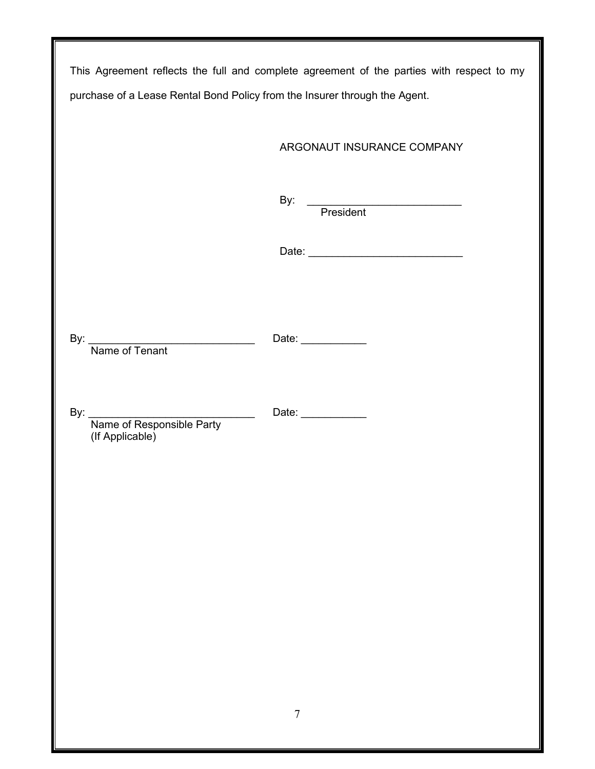This Agreement reflects the full and complete agreement of the parties with respect to my purchase of a Lease Rental Bond Policy from the Insurer through the Agent.

ARGONAUT INSURANCE COMPANY

By: ___________________________
President

Date: ___________________________

By: ____________________________ Date: ___________
Name of Tenant

By: ____________________________ Date: ___________
Name of Responsible Party
(If Applicable)